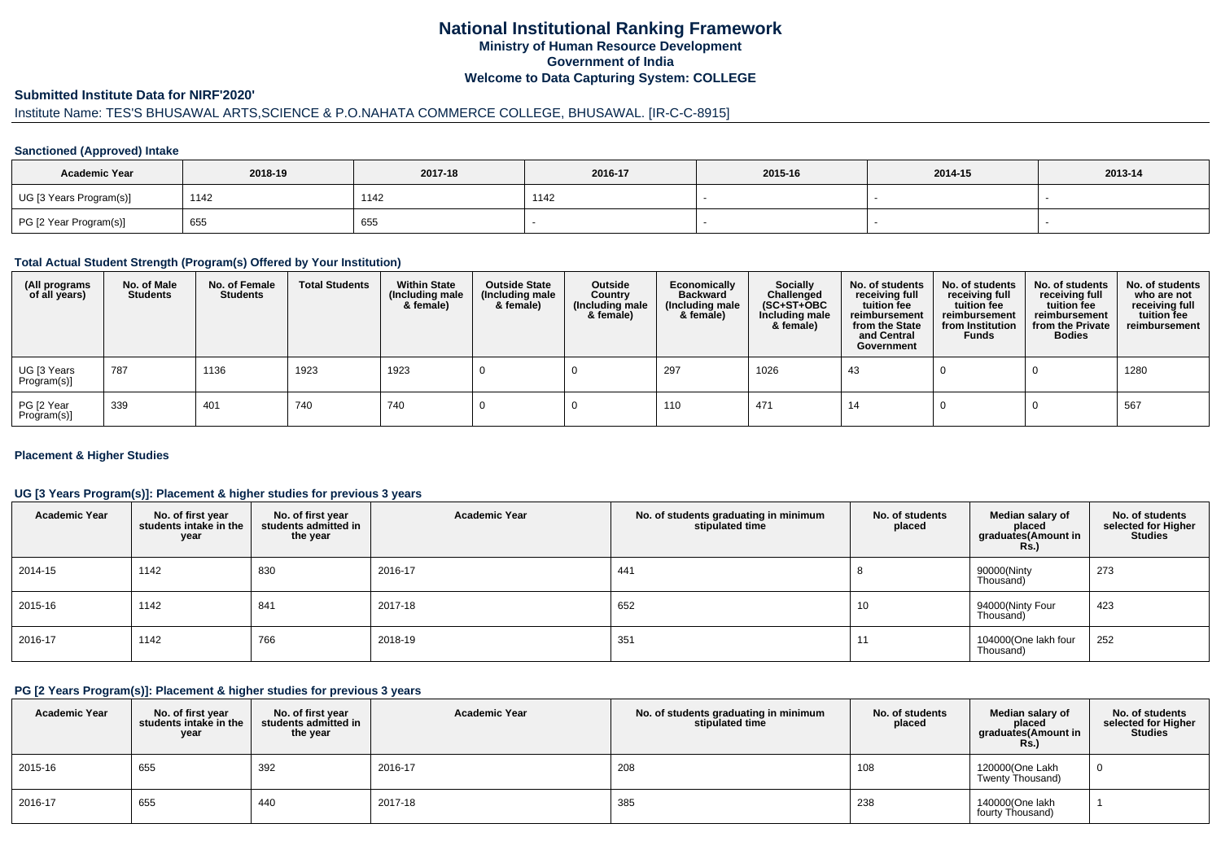# National Institutional Ranking Framework
## Ministry of Human Resource Development
## Government of India
## Welcome to Data Capturing System: COLLEGE

### Submitted Institute Data for NIRF'2020'

Institute Name: TES'S BHUSAWAL ARTS,SCIENCE & P.O.NAHATA COMMERCE COLLEGE, BHUSAWAL. [IR-C-C-8915]

#### Sanctioned (Approved) Intake

| Academic Year | 2018-19 | 2017-18 | 2016-17 | 2015-16 | 2014-15 | 2013-14 |
|---|---|---|---|---|---|---|
| UG [3 Years Program(s)] | 1142 | 1142 | 1142 | - | - | - |
| PG [2 Year Program(s)] | 655 | 655 | - | - | - | - |

#### Total Actual Student Strength (Program(s) Offered by Your Institution)

| (All programs of all years) | No. of Male Students | No. of Female Students | Total Students | Within State (Including male & female) | Outside State (Including male & female) | Outside Country (Including male & female) | Economically Backward (Including male & female) | Socially Challenged (SC+ST+OBC Including male & female) | No. of students receiving full tuition fee reimbursement from the State and Central Government | No. of students receiving full tuition fee reimbursement from Institution Funds | No. of students receiving full tuition fee reimbursement from the Private Bodies | No. of students who are not receiving full tuition fee reimbursement |
|---|---|---|---|---|---|---|---|---|---|---|---|---|
| UG [3 Years Program(s)] | 787 | 1136 | 1923 | 1923 | 0 | 0 | 297 | 1026 | 43 | 0 | 0 | 1280 |
| PG [2 Year Program(s)] | 339 | 401 | 740 | 740 | 0 | 0 | 110 | 471 | 14 | 0 | 0 | 567 |

#### Placement & Higher Studies

#### UG [3 Years Program(s)]: Placement & higher studies for previous 3 years

| Academic Year | No. of first year students intake in the year | No. of first year students admitted in the year | Academic Year | No. of students graduating in minimum stipulated time | No. of students placed | Median salary of placed graduates(Amount in Rs.) | No. of students selected for Higher Studies |
|---|---|---|---|---|---|---|---|
| 2014-15 | 1142 | 830 | 2016-17 | 441 | 8 | 90000(Ninty Thousand) | 273 |
| 2015-16 | 1142 | 841 | 2017-18 | 652 | 10 | 94000(Ninty Four Thousand) | 423 |
| 2016-17 | 1142 | 766 | 2018-19 | 351 | 11 | 104000(One lakh four Thousand) | 252 |

#### PG [2 Years Program(s)]: Placement & higher studies for previous 3 years

| Academic Year | No. of first year students intake in the year | No. of first year students admitted in the year | Academic Year | No. of students graduating in minimum stipulated time | No. of students placed | Median salary of placed graduates(Amount in Rs.) | No. of students selected for Higher Studies |
|---|---|---|---|---|---|---|---|
| 2015-16 | 655 | 392 | 2016-17 | 208 | 108 | 120000(One Lakh Twenty Thousand) | 0 |
| 2016-17 | 655 | 440 | 2017-18 | 385 | 238 | 140000(One lakh fourty Thousand) | 1 |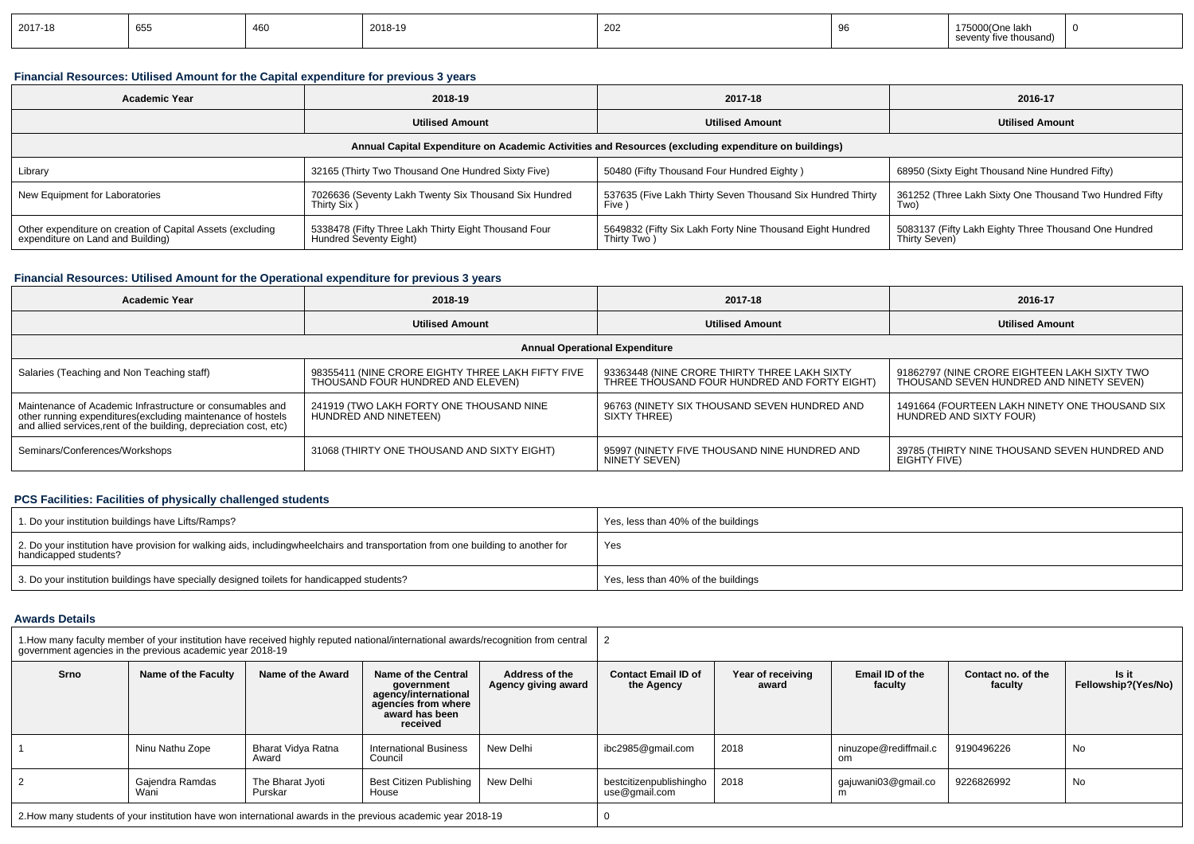| 2017-18 | 655 | 460 | 2018-19 | 202 | 96 | 175000(One lakh seventy five thousand) | 0 |
|---|---|---|---|---|---|---|---|

### Financial Resources: Utilised Amount for the Capital expenditure for previous 3 years

| Academic Year | 2018-19 | 2017-18 | 2016-17 |
|---|---|---|---|
| | Utilised Amount | Utilised Amount | Utilised Amount |
| Annual Capital Expenditure on Academic Activities and Resources (excluding expenditure on buildings) | | | |
| Library | 32165 (Thirty Two Thousand One Hundred Sixty Five) | 50480 (Fifty Thousand Four Hundred Eighty ) | 68950 (Sixty Eight Thousand Nine Hundred Fifty) |
| New Equipment for Laboratories | 7026636 (Seventy Lakh Twenty Six Thousand Six Hundred Thirty Six ) | 537635 (Five Lakh Thirty Seven Thousand Six Hundred Thirty Five ) | 361252 (Three Lakh Sixty One Thousand Two Hundred Fifty Two) |
| Other expenditure on creation of Capital Assets (excluding expenditure on Land and Building) | 5338478 (Fifty Three Lakh Thirty Eight Thousand Four Hundred Seventy Eight) | 5649832 (Fifty Six Lakh Forty Nine Thousand Eight Hundred Thirty Two ) | 5083137 (Fifty Lakh Eighty Three Thousand One Hundred Thirty Seven) |

### Financial Resources: Utilised Amount for the Operational expenditure for previous 3 years

| Academic Year | 2018-19 | 2017-18 | 2016-17 |
|---|---|---|---|
| | Utilised Amount | Utilised Amount | Utilised Amount |
| Annual Operational Expenditure | | | |
| Salaries (Teaching and Non Teaching staff) | 98355411 (NINE CRORE EIGHTY THREE LAKH FIFTY FIVE THOUSAND FOUR HUNDRED AND ELEVEN) | 93363448 (NINE CRORE THIRTY THREE LAKH SIXTY THREE THOUSAND FOUR HUNDRED AND FORTY EIGHT) | 91862797 (NINE CRORE EIGHTEEN LAKH SIXTY TWO THOUSAND SEVEN HUNDRED AND NINETY SEVEN) |
| Maintenance of Academic Infrastructure or consumables and other running expenditures(excluding maintenance of hostels and allied services,rent of the building, depreciation cost, etc) | 241919 (TWO LAKH FORTY ONE THOUSAND NINE HUNDRED AND NINETEEN) | 96763 (NINETY SIX THOUSAND SEVEN HUNDRED AND SIXTY THREE) | 1491664 (FOURTEEN LAKH NINETY ONE THOUSAND SIX HUNDRED AND SIXTY FOUR) |
| Seminars/Conferences/Workshops | 31068 (THIRTY ONE THOUSAND AND SIXTY EIGHT) | 95997 (NINETY FIVE THOUSAND NINE HUNDRED AND NINETY SEVEN) | 39785 (THIRTY NINE THOUSAND SEVEN HUNDRED AND EIGHTY FIVE) |

### PCS Facilities: Facilities of physically challenged students

| | |
|---|---|
| 1. Do your institution buildings have Lifts/Ramps? | Yes, less than 40% of the buildings |
| 2. Do your institution have provision for walking aids, includingwheelchairs and transportation from one building to another for handicapped students? | Yes |
| 3. Do your institution buildings have specially designed toilets for handicapped students? | Yes, less than 40% of the buildings |

### Awards Details

| 1.How many faculty member of your institution have received highly reputed national/international awards/recognition from central government agencies in the previous academic year 2018-19 | | | | | 2 | | | | |
|---|---|---|---|---|---|---|---|---|---|
| Srno | Name of the Faculty | Name of the Award | Name of the Central government agency/international agencies from where award has been received | Address of the Agency giving award | Contact Email ID of the Agency | Year of receiving award | Email ID of the faculty | Contact no. of the faculty | Is it Fellowship?(Yes/No) |
| 1 | Ninu Nathu Zope | Bharat Vidya Ratna Award | International Business Council | New Delhi | ibc2985@gmail.com | 2018 | ninuzope@rediffmail.com | 9190496226 | No |
| 2 | Gajendra Ramdas Wani | The Bharat Jyoti Purskar | Best Citizen Publishing House | New Delhi | bestcitizenpublishinghouse@gmail.com | 2018 | gajuwani03@gmail.com | 9226826992 | No |
| 2.How many students of your institution have won international awards in the previous academic year 2018-19 | | | | | 0 | | | | |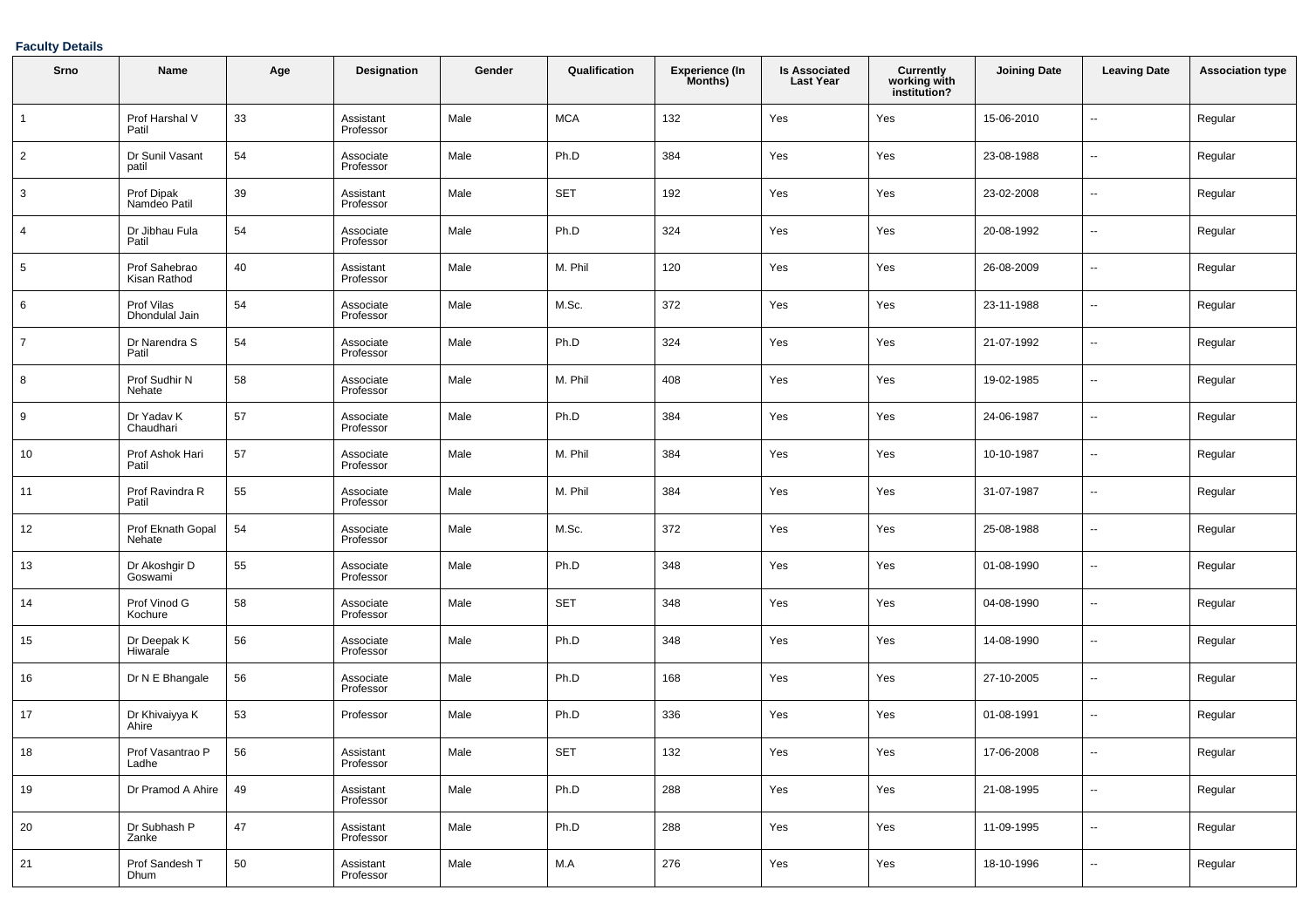**Faculty Details**

| Srno | Name | Age | Designation | Gender | Qualification | Experience (In Months) | Is Associated Last Year | Currently working with institution? | Joining Date | Leaving Date | Association type |
|---|---|---|---|---|---|---|---|---|---|---|---|
| 1 | Prof Harshal V Patil | 33 | Assistant Professor | Male | MCA | 132 | Yes | Yes | 15-06-2010 | -- | Regular |
| 2 | Dr Sunil Vasant patil | 54 | Associate Professor | Male | Ph.D | 384 | Yes | Yes | 23-08-1988 | -- | Regular |
| 3 | Prof Dipak Namdeo Patil | 39 | Assistant Professor | Male | SET | 192 | Yes | Yes | 23-02-2008 | -- | Regular |
| 4 | Dr Jibhau Fula Patil | 54 | Associate Professor | Male | Ph.D | 324 | Yes | Yes | 20-08-1992 | -- | Regular |
| 5 | Prof Sahebrao Kisan Rathod | 40 | Assistant Professor | Male | M. Phil | 120 | Yes | Yes | 26-08-2009 | -- | Regular |
| 6 | Prof Vilas Dhondulal Jain | 54 | Associate Professor | Male | M.Sc. | 372 | Yes | Yes | 23-11-1988 | -- | Regular |
| 7 | Dr Narendra S Patil | 54 | Associate Professor | Male | Ph.D | 324 | Yes | Yes | 21-07-1992 | -- | Regular |
| 8 | Prof Sudhir N Nehate | 58 | Associate Professor | Male | M. Phil | 408 | Yes | Yes | 19-02-1985 | -- | Regular |
| 9 | Dr Yadav K Chaudhari | 57 | Associate Professor | Male | Ph.D | 384 | Yes | Yes | 24-06-1987 | -- | Regular |
| 10 | Prof Ashok Hari Patil | 57 | Associate Professor | Male | M. Phil | 384 | Yes | Yes | 10-10-1987 | -- | Regular |
| 11 | Prof Ravindra R Patil | 55 | Associate Professor | Male | M. Phil | 384 | Yes | Yes | 31-07-1987 | -- | Regular |
| 12 | Prof Eknath Gopal Nehate | 54 | Associate Professor | Male | M.Sc. | 372 | Yes | Yes | 25-08-1988 | -- | Regular |
| 13 | Dr Akoshgir D Goswami | 55 | Associate Professor | Male | Ph.D | 348 | Yes | Yes | 01-08-1990 | -- | Regular |
| 14 | Prof Vinod G Kochure | 58 | Associate Professor | Male | SET | 348 | Yes | Yes | 04-08-1990 | -- | Regular |
| 15 | Dr Deepak K Hiwarale | 56 | Associate Professor | Male | Ph.D | 348 | Yes | Yes | 14-08-1990 | -- | Regular |
| 16 | Dr N E Bhangale | 56 | Associate Professor | Male | Ph.D | 168 | Yes | Yes | 27-10-2005 | -- | Regular |
| 17 | Dr Khivaiyya K Ahire | 53 | Professor | Male | Ph.D | 336 | Yes | Yes | 01-08-1991 | -- | Regular |
| 18 | Prof Vasantrao P Ladhe | 56 | Assistant Professor | Male | SET | 132 | Yes | Yes | 17-06-2008 | -- | Regular |
| 19 | Dr Pramod A Ahire | 49 | Assistant Professor | Male | Ph.D | 288 | Yes | Yes | 21-08-1995 | -- | Regular |
| 20 | Dr Subhash P Zanke | 47 | Assistant Professor | Male | Ph.D | 288 | Yes | Yes | 11-09-1995 | -- | Regular |
| 21 | Prof Sandesh T Dhum | 50 | Assistant Professor | Male | M.A | 276 | Yes | Yes | 18-10-1996 | -- | Regular |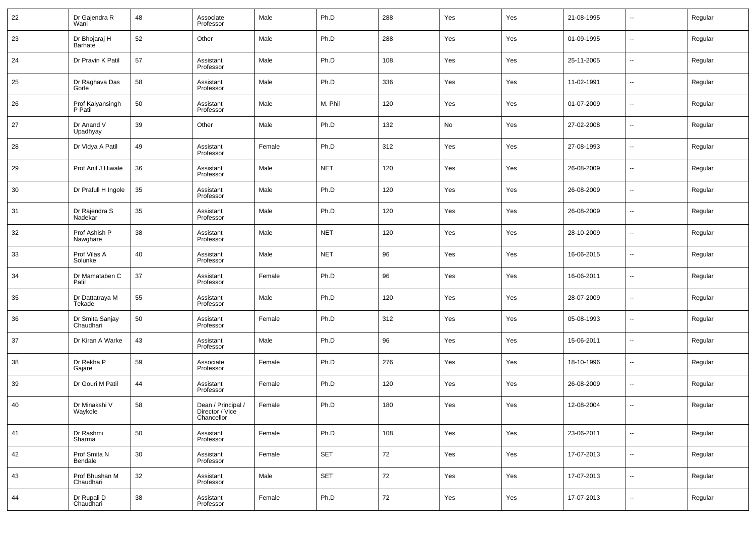| 22 | Dr Gajendra R Wani | 48 | Associate Professor | Male | Ph.D | 288 | Yes | Yes | 21-08-1995 | -- | Regular |
|---|---|---|---|---|---|---|---|---|---|---|---|
| 23 | Dr Bhojaraj H Barhate | 52 | Other | Male | Ph.D | 288 | Yes | Yes | 01-09-1995 | -- | Regular |
| 24 | Dr Pravin K Patil | 57 | Assistant Professor | Male | Ph.D | 108 | Yes | Yes | 25-11-2005 | -- | Regular |
| 25 | Dr Raghava Das Gorle | 58 | Assistant Professor | Male | Ph.D | 336 | Yes | Yes | 11-02-1991 | -- | Regular |
| 26 | Prof Kalyansingh P Patil | 50 | Assistant Professor | Male | M. Phil | 120 | Yes | Yes | 01-07-2009 | -- | Regular |
| 27 | Dr Anand V Upadhyay | 39 | Other | Male | Ph.D | 132 | No | Yes | 27-02-2008 | -- | Regular |
| 28 | Dr Vidya A Patil | 49 | Assistant Professor | Female | Ph.D | 312 | Yes | Yes | 27-08-1993 | -- | Regular |
| 29 | Prof Anil J Hiwale | 36 | Assistant Professor | Male | NET | 120 | Yes | Yes | 26-08-2009 | -- | Regular |
| 30 | Dr Prafull H Ingole | 35 | Assistant Professor | Male | Ph.D | 120 | Yes | Yes | 26-08-2009 | -- | Regular |
| 31 | Dr Rajendra S Nadekar | 35 | Assistant Professor | Male | Ph.D | 120 | Yes | Yes | 26-08-2009 | -- | Regular |
| 32 | Prof Ashish P Nawghare | 38 | Assistant Professor | Male | NET | 120 | Yes | Yes | 28-10-2009 | -- | Regular |
| 33 | Prof Vilas A Solunke | 40 | Assistant Professor | Male | NET | 96 | Yes | Yes | 16-06-2015 | -- | Regular |
| 34 | Dr Mamataben C Patil | 37 | Assistant Professor | Female | Ph.D | 96 | Yes | Yes | 16-06-2011 | -- | Regular |
| 35 | Dr Dattatraya M Tekade | 55 | Assistant Professor | Male | Ph.D | 120 | Yes | Yes | 28-07-2009 | -- | Regular |
| 36 | Dr Smita Sanjay Chaudhari | 50 | Assistant Professor | Female | Ph.D | 312 | Yes | Yes | 05-08-1993 | -- | Regular |
| 37 | Dr Kiran A Warke | 43 | Assistant Professor | Male | Ph.D | 96 | Yes | Yes | 15-06-2011 | -- | Regular |
| 38 | Dr Rekha P Gajare | 59 | Associate Professor | Female | Ph.D | 276 | Yes | Yes | 18-10-1996 | -- | Regular |
| 39 | Dr Gouri M Patil | 44 | Assistant Professor | Female | Ph.D | 120 | Yes | Yes | 26-08-2009 | -- | Regular |
| 40 | Dr Minakshi V Waykole | 58 | Dean / Principal / Director / Vice Chancellor | Female | Ph.D | 180 | Yes | Yes | 12-08-2004 | -- | Regular |
| 41 | Dr Rashmi Sharma | 50 | Assistant Professor | Female | Ph.D | 108 | Yes | Yes | 23-06-2011 | -- | Regular |
| 42 | Prof Smita N Bendale | 30 | Assistant Professor | Female | SET | 72 | Yes | Yes | 17-07-2013 | -- | Regular |
| 43 | Prof Bhushan M Chaudhari | 32 | Assistant Professor | Male | SET | 72 | Yes | Yes | 17-07-2013 | -- | Regular |
| 44 | Dr Rupali D Chaudhari | 38 | Assistant Professor | Female | Ph.D | 72 | Yes | Yes | 17-07-2013 | -- | Regular |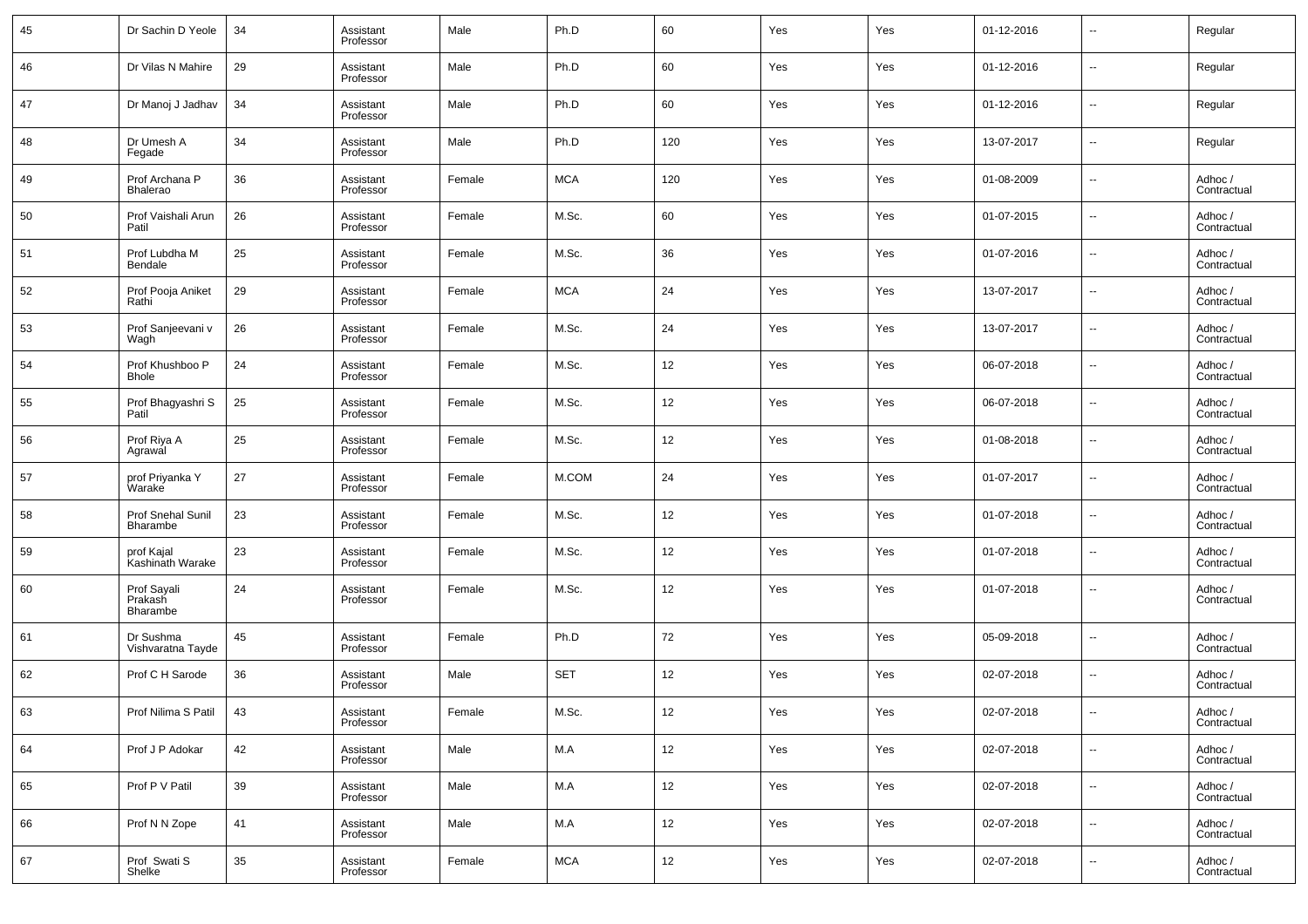| 45 | Dr Sachin D Yeole | 34 | Assistant Professor | Male | Ph.D | 60 | Yes | Yes | 01-12-2016 | -- | Regular |
|---|---|---|---|---|---|---|---|---|---|---|---|
| 46 | Dr Vilas N Mahire | 29 | Assistant Professor | Male | Ph.D | 60 | Yes | Yes | 01-12-2016 | -- | Regular |
| 47 | Dr Manoj J Jadhav | 34 | Assistant Professor | Male | Ph.D | 60 | Yes | Yes | 01-12-2016 | -- | Regular |
| 48 | Dr Umesh A Fegade | 34 | Assistant Professor | Male | Ph.D | 120 | Yes | Yes | 13-07-2017 | -- | Regular |
| 49 | Prof Archana P Bhalerao | 36 | Assistant Professor | Female | MCA | 120 | Yes | Yes | 01-08-2009 | -- | Adhoc / Contractual |
| 50 | Prof Vaishali Arun Patil | 26 | Assistant Professor | Female | M.Sc. | 60 | Yes | Yes | 01-07-2015 | -- | Adhoc / Contractual |
| 51 | Prof Lubdha M Bendale | 25 | Assistant Professor | Female | M.Sc. | 36 | Yes | Yes | 01-07-2016 | -- | Adhoc / Contractual |
| 52 | Prof Pooja Aniket Rathi | 29 | Assistant Professor | Female | MCA | 24 | Yes | Yes | 13-07-2017 | -- | Adhoc / Contractual |
| 53 | Prof Sanjeevani v Wagh | 26 | Assistant Professor | Female | M.Sc. | 24 | Yes | Yes | 13-07-2017 | -- | Adhoc / Contractual |
| 54 | Prof Khushboo P Bhole | 24 | Assistant Professor | Female | M.Sc. | 12 | Yes | Yes | 06-07-2018 | -- | Adhoc / Contractual |
| 55 | Prof Bhagyashri S Patil | 25 | Assistant Professor | Female | M.Sc. | 12 | Yes | Yes | 06-07-2018 | -- | Adhoc / Contractual |
| 56 | Prof Riya A Agrawal | 25 | Assistant Professor | Female | M.Sc. | 12 | Yes | Yes | 01-08-2018 | -- | Adhoc / Contractual |
| 57 | prof Priyanka Y Warake | 27 | Assistant Professor | Female | M.COM | 24 | Yes | Yes | 01-07-2017 | -- | Adhoc / Contractual |
| 58 | Prof Snehal Sunil Bharambe | 23 | Assistant Professor | Female | M.Sc. | 12 | Yes | Yes | 01-07-2018 | -- | Adhoc / Contractual |
| 59 | prof Kajal Kashinath Warake | 23 | Assistant Professor | Female | M.Sc. | 12 | Yes | Yes | 01-07-2018 | -- | Adhoc / Contractual |
| 60 | Prof Sayali Prakash Bharambe | 24 | Assistant Professor | Female | M.Sc. | 12 | Yes | Yes | 01-07-2018 | -- | Adhoc / Contractual |
| 61 | Dr Sushma Vishvaratna Tayde | 45 | Assistant Professor | Female | Ph.D | 72 | Yes | Yes | 05-09-2018 | -- | Adhoc / Contractual |
| 62 | Prof C H Sarode | 36 | Assistant Professor | Male | SET | 12 | Yes | Yes | 02-07-2018 | -- | Adhoc / Contractual |
| 63 | Prof Nilima S Patil | 43 | Assistant Professor | Female | M.Sc. | 12 | Yes | Yes | 02-07-2018 | -- | Adhoc / Contractual |
| 64 | Prof J P Adokar | 42 | Assistant Professor | Male | M.A | 12 | Yes | Yes | 02-07-2018 | -- | Adhoc / Contractual |
| 65 | Prof P V Patil | 39 | Assistant Professor | Male | M.A | 12 | Yes | Yes | 02-07-2018 | -- | Adhoc / Contractual |
| 66 | Prof N N Zope | 41 | Assistant Professor | Male | M.A | 12 | Yes | Yes | 02-07-2018 | -- | Adhoc / Contractual |
| 67 | Prof Swati S Shelke | 35 | Assistant Professor | Female | MCA | 12 | Yes | Yes | 02-07-2018 | -- | Adhoc / Contractual |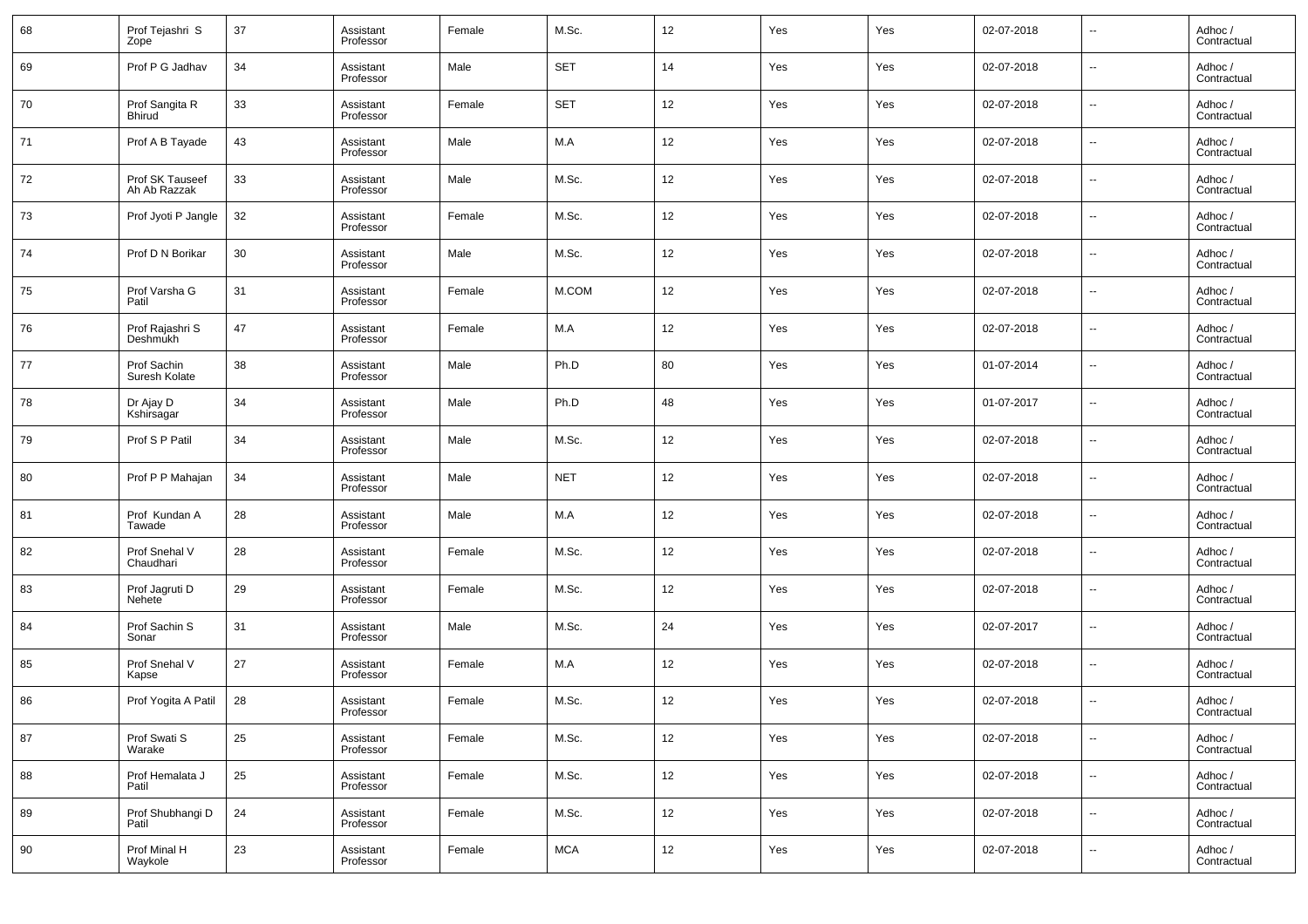| 68 | Prof Tejashri S Zope | 37 | Assistant Professor | Female | M.Sc. | 12 | Yes | Yes | 02-07-2018 | -- | Adhoc / Contractual |
|---|---|---|---|---|---|---|---|---|---|---|---|
| 69 | Prof P G Jadhav | 34 | Assistant Professor | Male | SET | 14 | Yes | Yes | 02-07-2018 | -- | Adhoc / Contractual |
| 70 | Prof Sangita R Bhirud | 33 | Assistant Professor | Female | SET | 12 | Yes | Yes | 02-07-2018 | -- | Adhoc / Contractual |
| 71 | Prof A B Tayade | 43 | Assistant Professor | Male | M.A | 12 | Yes | Yes | 02-07-2018 | -- | Adhoc / Contractual |
| 72 | Prof SK Tauseef Ah Ab Razzak | 33 | Assistant Professor | Male | M.Sc. | 12 | Yes | Yes | 02-07-2018 | -- | Adhoc / Contractual |
| 73 | Prof Jyoti P Jangle | 32 | Assistant Professor | Female | M.Sc. | 12 | Yes | Yes | 02-07-2018 | -- | Adhoc / Contractual |
| 74 | Prof D N Borikar | 30 | Assistant Professor | Male | M.Sc. | 12 | Yes | Yes | 02-07-2018 | -- | Adhoc / Contractual |
| 75 | Prof Varsha G Patil | 31 | Assistant Professor | Female | M.COM | 12 | Yes | Yes | 02-07-2018 | -- | Adhoc / Contractual |
| 76 | Prof Rajashri S Deshmukh | 47 | Assistant Professor | Female | M.A | 12 | Yes | Yes | 02-07-2018 | -- | Adhoc / Contractual |
| 77 | Prof Sachin Suresh Kolate | 38 | Assistant Professor | Male | Ph.D | 80 | Yes | Yes | 01-07-2014 | -- | Adhoc / Contractual |
| 78 | Dr Ajay D Kshirsagar | 34 | Assistant Professor | Male | Ph.D | 48 | Yes | Yes | 01-07-2017 | -- | Adhoc / Contractual |
| 79 | Prof S P Patil | 34 | Assistant Professor | Male | M.Sc. | 12 | Yes | Yes | 02-07-2018 | -- | Adhoc / Contractual |
| 80 | Prof P P Mahajan | 34 | Assistant Professor | Male | NET | 12 | Yes | Yes | 02-07-2018 | -- | Adhoc / Contractual |
| 81 | Prof Kundan A Tawade | 28 | Assistant Professor | Male | M.A | 12 | Yes | Yes | 02-07-2018 | -- | Adhoc / Contractual |
| 82 | Prof Snehal V Chaudhari | 28 | Assistant Professor | Female | M.Sc. | 12 | Yes | Yes | 02-07-2018 | -- | Adhoc / Contractual |
| 83 | Prof Jagruti D Nehete | 29 | Assistant Professor | Female | M.Sc. | 12 | Yes | Yes | 02-07-2018 | -- | Adhoc / Contractual |
| 84 | Prof Sachin S Sonar | 31 | Assistant Professor | Male | M.Sc. | 24 | Yes | Yes | 02-07-2017 | -- | Adhoc / Contractual |
| 85 | Prof Snehal V Kapse | 27 | Assistant Professor | Female | M.A | 12 | Yes | Yes | 02-07-2018 | -- | Adhoc / Contractual |
| 86 | Prof Yogita A Patil | 28 | Assistant Professor | Female | M.Sc. | 12 | Yes | Yes | 02-07-2018 | -- | Adhoc / Contractual |
| 87 | Prof Swati S Warake | 25 | Assistant Professor | Female | M.Sc. | 12 | Yes | Yes | 02-07-2018 | -- | Adhoc / Contractual |
| 88 | Prof Hemalata J Patil | 25 | Assistant Professor | Female | M.Sc. | 12 | Yes | Yes | 02-07-2018 | -- | Adhoc / Contractual |
| 89 | Prof Shubhangi D Patil | 24 | Assistant Professor | Female | M.Sc. | 12 | Yes | Yes | 02-07-2018 | -- | Adhoc / Contractual |
| 90 | Prof Minal H Waykole | 23 | Assistant Professor | Female | MCA | 12 | Yes | Yes | 02-07-2018 | -- | Adhoc / Contractual |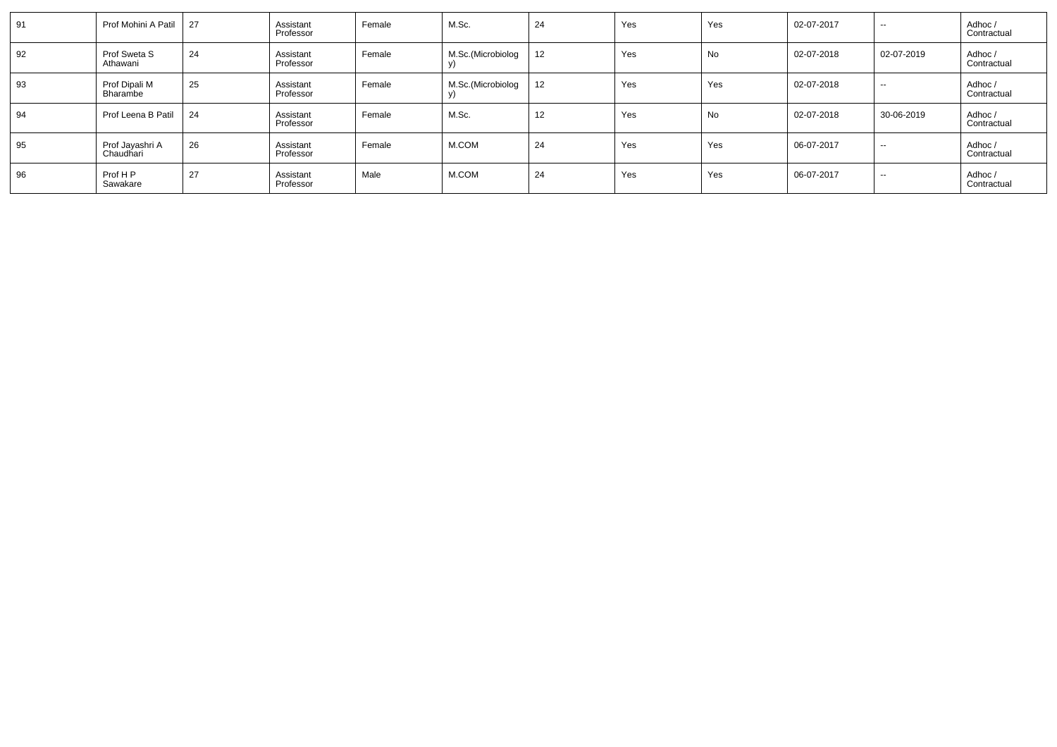| | | | | | | | | | | | |
|---|---|---|---|---|---|---|---|---|---|---|---|
| 91 | Prof Mohini A Patil | 27 | Assistant Professor | Female | M.Sc. | 24 | Yes | Yes | 02-07-2017 | -- | Adhoc / Contractual |
| 92 | Prof Sweta S Athawani | 24 | Assistant Professor | Female | M.Sc.(Microbiology) | 12 | Yes | No | 02-07-2018 | 02-07-2019 | Adhoc / Contractual |
| 93 | Prof Dipali M Bharambe | 25 | Assistant Professor | Female | M.Sc.(Microbiology) | 12 | Yes | Yes | 02-07-2018 | -- | Adhoc / Contractual |
| 94 | Prof Leena B Patil | 24 | Assistant Professor | Female | M.Sc. | 12 | Yes | No | 02-07-2018 | 30-06-2019 | Adhoc / Contractual |
| 95 | Prof Jayashri A Chaudhari | 26 | Assistant Professor | Female | M.COM | 24 | Yes | Yes | 06-07-2017 | -- | Adhoc / Contractual |
| 96 | Prof H P Sawakare | 27 | Assistant Professor | Male | M.COM | 24 | Yes | Yes | 06-07-2017 | -- | Adhoc / Contractual |